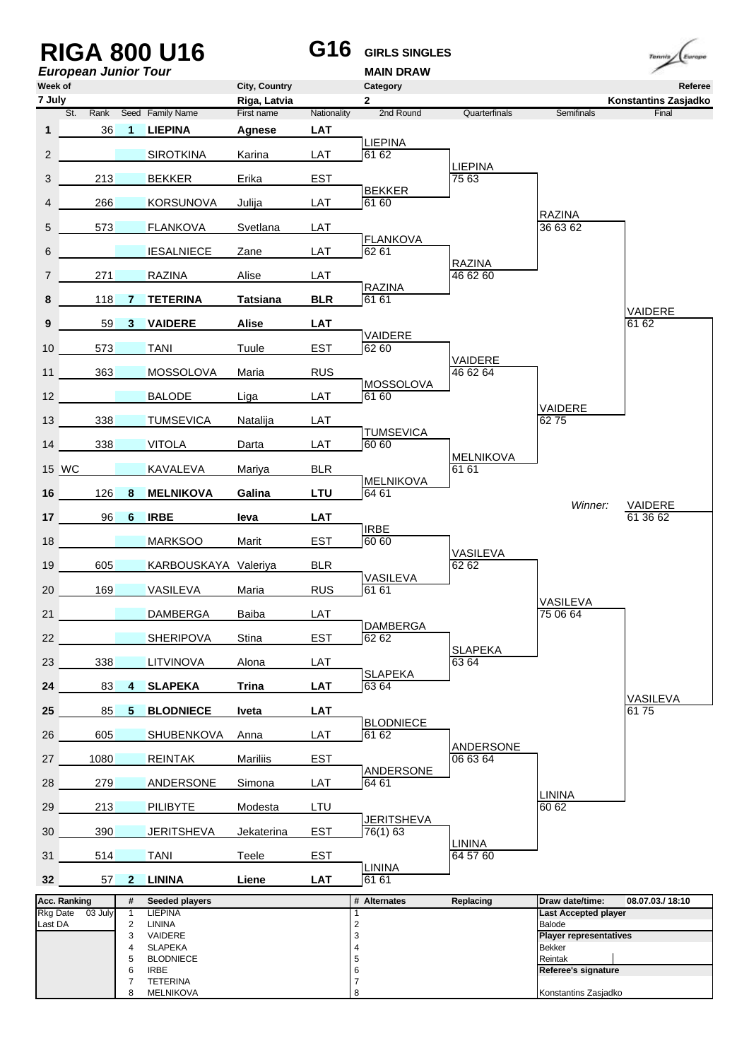# RIGA 800 U16

***European Junior Tour***

**G16** **GIRLS SINGLES**

**MAIN DRAW**

| Week of | City, Country | Category | Referee |
|---|---|---|---|
| 7 July | Riga, Latvia | 2 | Konstantins Zasjadko |

| # | St. | Rank | Seed | Family Name | First name | Nationality | 2nd Round | Quarterfinals | Semifinals | Final |
|---|---|---|---|---|---|---|---|---|---|---|
| **1** | | 36 | **1** | **LIEPINA** | **Agnese** | **LAT** | | | | |
| 2 | | | | SIROTKINA | Karina | LAT | LIEPINA 61 62 | | | |
| 3 | | 213 | | BEKKER | Erika | EST | | LIEPINA 75 63 | | |
| 4 | | 266 | | KORSUNOVA | Julija | LAT | BEKKER 61 60 | | | |
| 5 | | 573 | | FLANKOVA | Svetlana | LAT | | | RAZINA 36 63 62 | |
| 6 | | | | IESALNIECE | Zane | LAT | FLANKOVA 62 61 | | | |
| 7 | | 271 | | RAZINA | Alise | LAT | | RAZINA 46 62 60 | | |
| **8** | | 118 | **7** | **TETERINA** | **Tatsiana** | **BLR** | RAZINA 61 61 | | | |
| **9** | | 59 | **3** | **VAIDERE** | **Alise** | **LAT** | | | | VAIDERE 61 62 |
| 10 | | 573 | | TANI | Tuule | EST | VAIDERE 62 60 | | | |
| 11 | | 363 | | MOSSOLOVA | Maria | RUS | | VAIDERE 46 62 64 | | |
| 12 | | | | BALODE | Liga | LAT | MOSSOLOVA 61 60 | | | |
| 13 | | 338 | | TUMSEVICA | Natalija | LAT | | | VAIDERE 62 75 | |
| 14 | | 338 | | VITOLA | Darta | LAT | TUMSEVICA 60 60 | | | |
| 15 | WC | | | KAVALEVA | Mariya | BLR | | MELNIKOVA 61 61 | | |
| **16** | | 126 | **8** | **MELNIKOVA** | **Galina** | **LTU** | MELNIKOVA 64 61 | | | |
| **17** | | 96 | **6** | **IRBE** | **Ieva** | **LAT** | | | *Winner:* | VAIDERE 61 36 62 |
| 18 | | | | MARKSOO | Marit | EST | IRBE 60 60 | | | |
| 19 | | 605 | | KARBOUSKAYA | Valeriya | BLR | | VASILEVA 62 62 | | |
| 20 | | 169 | | VASILEVA | Maria | RUS | VASILEVA 61 61 | | | |
| 21 | | | | DAMBERGA | Baiba | LAT | | | VASILEVA 75 06 64 | |
| 22 | | | | SHERIPOVA | Stina | EST | DAMBERGA 62 62 | | | |
| 23 | | 338 | | LITVINOVA | Alona | LAT | | SLAPEKA 63 64 | | |
| **24** | | 83 | **4** | **SLAPEKA** | **Trina** | **LAT** | SLAPEKA 63 64 | | | |
| **25** | | 85 | **5** | **BLODNIECE** | **Iveta** | **LAT** | | | | VASILEVA 61 75 |
| 26 | | 605 | | SHUBENKOVA | Anna | LAT | BLODNIECE 61 62 | | | |
| 27 | | 1080 | | REINTAK | Mariliis | EST | | ANDERSONE 06 63 64 | | |
| 28 | | 279 | | ANDERSONE | Simona | LAT | ANDERSONE 64 61 | | | |
| 29 | | 213 | | PILIBYTE | Modesta | LTU | | | LININA 60 62 | |
| 30 | | 390 | | JERITSHEVA | Jekaterina | EST | JERITSHEVA 76(1) 63 | | | |
| 31 | | 514 | | TANI | Teele | EST | | LININA 64 57 60 | | |
| **32** | | 57 | **2** | **LININA** | **Liene** | **LAT** | LININA 61 61 | | | |

| Acc. Ranking | | # | Seeded players | # | Alternates | Replacing | Draw date/time: 08.07.03./ 18:10 |
|---|---|---|---|---|---|---|---|
| Rkg Date | 03 July | 1 | LIEPINA | 1 | | | **Last Accepted player** |
| Last DA | | 2 | LININA | 2 | | | Balode |
| | | 3 | VAIDERE | 3 | | | **Player representatives** |
| | | 4 | SLAPEKA | 4 | | | Bekker |
| | | 5 | BLODNIECE | 5 | | | Reintak |
| | | 6 | IRBE | 6 | | | **Referee's signature** |
| | | 7 | TETERINA | 7 | | | |
| | | 8 | MELNIKOVA | 8 | | | Konstantins Zasjadko |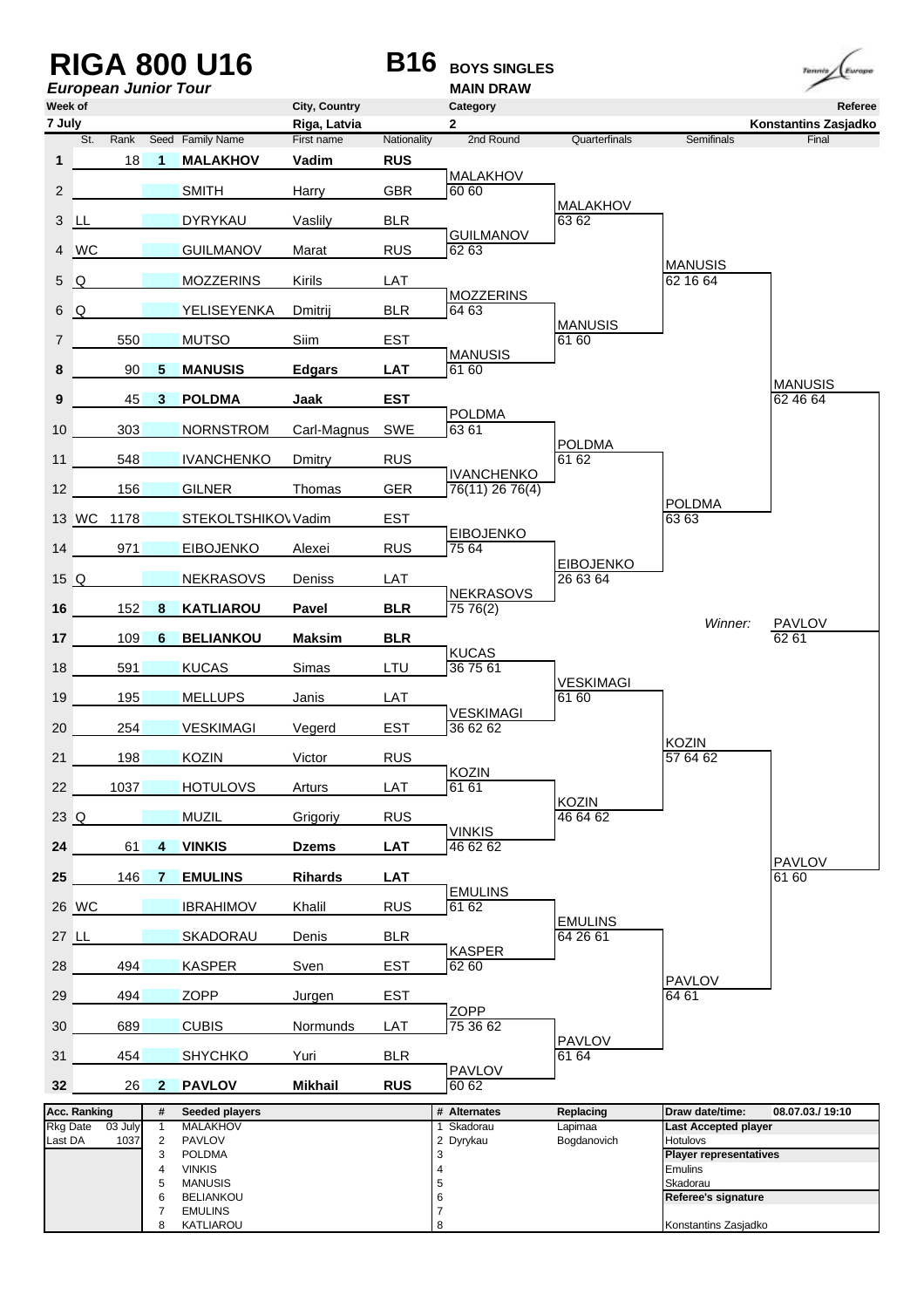# RIGA 800 U16

***European Junior Tour***

**B16** **BOYS SINGLES**
**MAIN DRAW**

| Week of | City, Country | Category | Referee |
|---|---|---|---|
| 7 July | Riga, Latvia | 2 | Konstantins Zasjadko |

| # | St. | Rank | Seed | Family Name | First name | Nationality | 2nd Round | Quarterfinals | Semifinals | Final |
|---|---|---|---|---|---|---|---|---|---|---|
| **1** | | 18 | **1** | **MALAKHOV** | **Vadim** | **RUS** | | | | |
| 2 | | | | SMITH | Harry | GBR | MALAKHOV 60 60 | | | |
| 3 | LL | | | DYRYKAU | Vaslily | BLR | | MALAKHOV 63 62 | | |
| 4 | WC | | | GUILMANOV | Marat | RUS | GUILMANOV 62 63 | | | |
| 5 | Q | | | MOZZERINS | Kirils | LAT | | | MANUSIS 62 16 64 | |
| 6 | Q | | | YELISEYENKA | Dmitrij | BLR | MOZZERINS 64 63 | | | |
| 7 | | 550 | | MUTSO | Siim | EST | | MANUSIS 61 60 | | |
| **8** | | 90 | **5** | **MANUSIS** | **Edgars** | **LAT** | MANUSIS 61 60 | | | |
| **9** | | 45 | **3** | **POLDMA** | **Jaak** | **EST** | | | | MANUSIS 62 46 64 |
| 10 | | 303 | | NORNSTROM | Carl-Magnus | SWE | POLDMA 63 61 | | | |
| 11 | | 548 | | IVANCHENKO | Dmitry | RUS | | POLDMA 61 62 | | |
| 12 | | 156 | | GILNER | Thomas | GER | IVANCHENKO 76(11) 26 76(4) | | | |
| 13 | WC | 1178 | | STEKOLTSHIKOV | Vadim | EST | | | POLDMA 63 63 | |
| 14 | | 971 | | EIBOJENKO | Alexei | RUS | EIBOJENKO 75 64 | | | |
| 15 | Q | | | NEKRASOVS | Deniss | LAT | | EIBOJENKO 26 63 64 | | |
| **16** | | 152 | **8** | **KATLIAROU** | **Pavel** | **BLR** | NEKRASOVS 75 76(2) | | | |
| **17** | | 109 | **6** | **BELIANKOU** | **Maksim** | **BLR** | | | | *Winner:* PAVLOV 62 61 |
| 18 | | 591 | | KUCAS | Simas | LTU | KUCAS 36 75 61 | | | |
| 19 | | 195 | | MELLUPS | Janis | LAT | | VESKIMAGI 61 60 | | |
| 20 | | 254 | | VESKIMAGI | Vegerd | EST | VESKIMAGI 36 62 62 | | | |
| 21 | | 198 | | KOZIN | Victor | RUS | | | KOZIN 57 64 62 | |
| 22 | | 1037 | | HOTULOVS | Arturs | LAT | KOZIN 61 61 | | | |
| 23 | Q | | | MUZIL | Grigoriy | RUS | | KOZIN 46 64 62 | | |
| **24** | | 61 | **4** | **VINKIS** | **Dzems** | **LAT** | VINKIS 46 62 62 | | | |
| **25** | | 146 | **7** | **EMULINS** | **Rihards** | **LAT** | | | | PAVLOV 61 60 |
| 26 | WC | | | IBRAHIMOV | Khalil | RUS | EMULINS 61 62 | | | |
| 27 | LL | | | SKADORAU | Denis | BLR | | EMULINS 64 26 61 | | |
| 28 | | 494 | | KASPER | Sven | EST | KASPER 62 60 | | | |
| 29 | | 494 | | ZOPP | Jurgen | EST | | | PAVLOV 64 61 | |
| 30 | | 689 | | CUBIS | Normunds | LAT | ZOPP 75 36 62 | | | |
| 31 | | 454 | | SHYCHKO | Yuri | BLR | | PAVLOV 61 64 | | |
| **32** | | 26 | **2** | **PAVLOV** | **Mikhail** | **RUS** | PAVLOV 60 62 | | | |

| Acc. Ranking | | # | Seeded players | # | Alternates | Replacing | Draw date/time: 08.07.03./ 19:10 |
|---|---|---|---|---|---|---|---|
| Rkg Date | 03 July | 1 | MALAKHOV | 1 | Skadorau | Lapimaa | **Last Accepted player** |
| Last DA | 1037 | 2 | PAVLOV | 2 | Dyrykau | Bogdanovich | Hotulovs |
| | | 3 | POLDMA | 3 | | | **Player representatives** |
| | | 4 | VINKIS | 4 | | | Emulins |
| | | 5 | MANUSIS | 5 | | | Skadorau |
| | | 6 | BELIANKOU | 6 | | | **Referee's signature** |
| | | 7 | EMULINS | 7 | | | |
| | | 8 | KATLIAROU | 8 | | | Konstantins Zasjadko |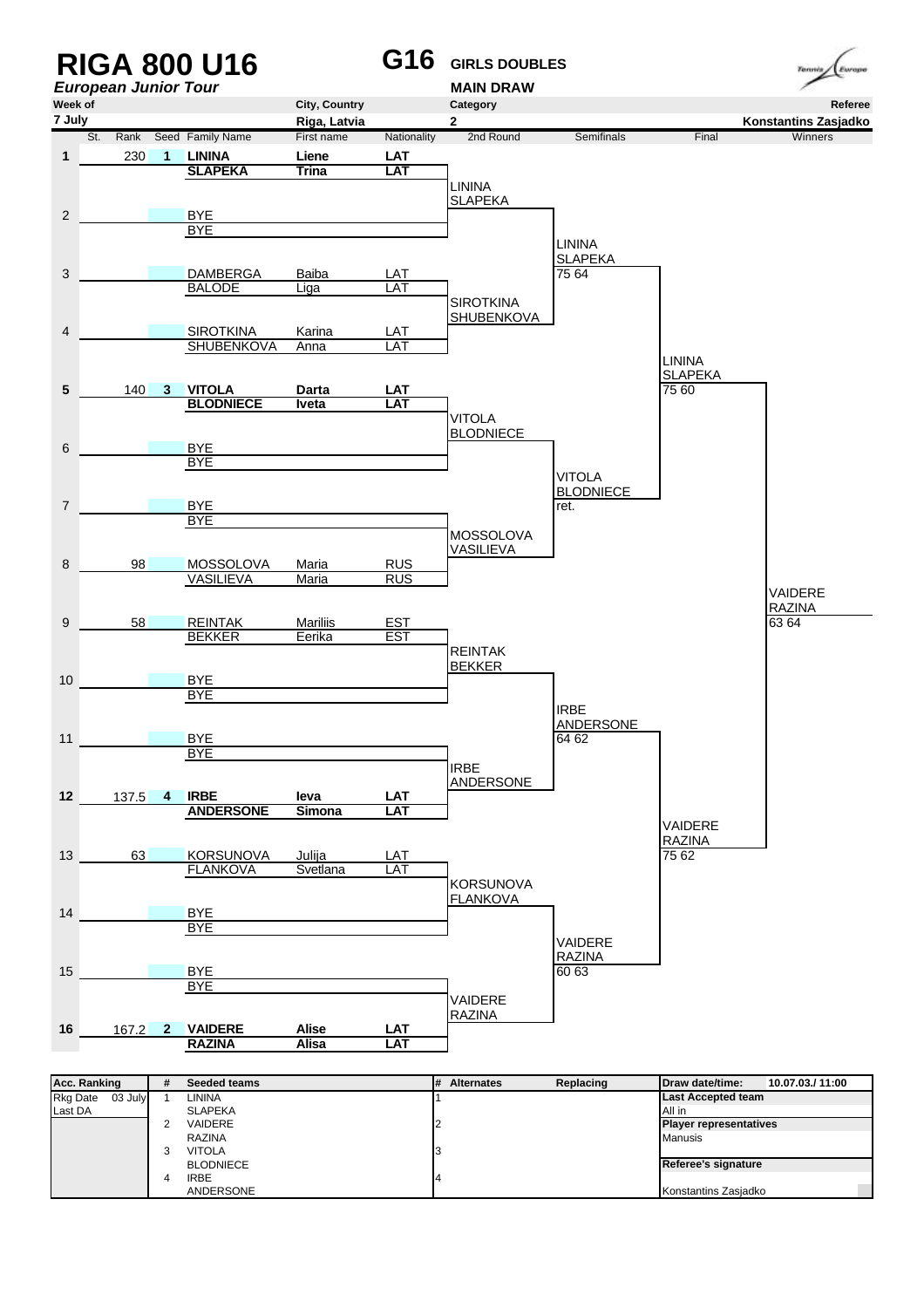# RIGA 800 U16

**G16** GIRLS DOUBLES

*European Junior Tour*

MAIN DRAW

| Week of | City, Country | Category | Referee |
|---|---|---|---|
| 7 July | Riga, Latvia | 2 | Konstantins Zasjadko |

| St. | Rank | Seed | Family Name | First name | Nationality | 2nd Round | Semifinals | Final | Winners |
|---|---|---|---|---|---|---|---|---|---|
| 1 | 230 | 1 | **LININA** / **SLAPEKA** | **Liene** / **Trina** | **LAT** / **LAT** | LININA / SLAPEKA | | | |
| 2 | | | BYE / BYE | | | | LININA / SLAPEKA | | |
| 3 | | | DAMBERGA / BALODE | Baiba / Liga | LAT / LAT | SIROTKINA / SHUBENKOVA | 75 64 | | |
| 4 | | | SIROTKINA / SHUBENKOVA | Karina / Anna | LAT / LAT | | | LININA / SLAPEKA | |
| 5 | 140 | 3 | **VITOLA** / **BLODNIECE** | **Darta** / **Iveta** | **LAT** / **LAT** | VITOLA / BLODNIECE | | 75 60 | |
| 6 | | | BYE / BYE | | | | VITOLA / BLODNIECE | | |
| 7 | | | BYE / BYE | | | MOSSOLOVA / VASILIEVA | ret. | | |
| 8 | 98 | | MOSSOLOVA / VASILIEVA | Maria / Maria | RUS / RUS | | | | VAIDERE / RAZINA |
| 9 | 58 | | REINTAK / BEKKER | Mariliis / Eerika | EST / EST | REINTAK / BEKKER | | | 63 64 |
| 10 | | | BYE / BYE | | | | IRBE / ANDERSONE | | |
| 11 | | | BYE / BYE | | | IRBE / ANDERSONE | 64 62 | | |
| 12 | 137.5 | 4 | **IRBE** / **ANDERSONE** | **Ieva** / **Simona** | **LAT** / **LAT** | | | VAIDERE / RAZINA | |
| 13 | 63 | | KORSUNOVA / FLANKOVA | Julija / Svetlana | LAT / LAT | KORSUNOVA / FLANKOVA | | 75 62 | |
| 14 | | | BYE / BYE | | | | VAIDERE / RAZINA | | |
| 15 | | | BYE / BYE | | | VAIDERE / RAZINA | 60 63 | | |
| 16 | 167.2 | 2 | **VAIDERE** / **RAZINA** | **Alise** / **Alisa** | **LAT** / **LAT** | | | | |

| Acc. Ranking | | # | Seeded teams | # | Alternates | Replacing | Draw date/time: | 10.07.03./ 11:00 |
|---|---|---|---|---|---|---|---|---|
| Rkg Date | 03 July | 1 | LININA | 1 | | | Last Accepted team | |
| Last DA | | | SLAPEKA | | | | All in | |
| | | 2 | VAIDERE | 2 | | | Player representatives | |
| | | | RAZINA | | | | Manusis | |
| | | 3 | VITOLA | 3 | | | | |
| | | | BLODNIECE | | | | Referee's signature | |
| | | 4 | IRBE | 4 | | | | |
| | | | ANDERSONE | | | | Konstantins Zasjadko | |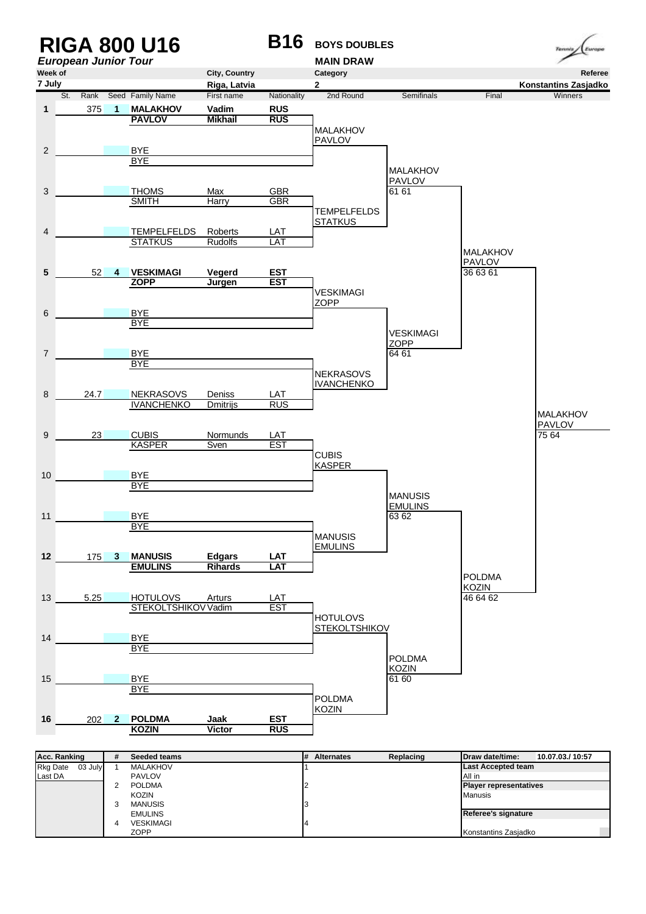# RIGA 800 U16

***European Junior Tour***

# B16 BOYS DOUBLES

**MAIN DRAW**

| Week of | City, Country | Category | Referee |
|---|---|---|---|
| 7 July | Riga, Latvia | 2 | Konstantins Zasjadko |

| # | St. | Rank | Seed | Family Name | First name | Nationality | 2nd Round | Semifinals | Final | Winners |
|---|---|---|---|---|---|---|---|---|---|---|
| 1 | | 375 | 1 | **MALAKHOV** / **PAVLOV** | **Vadim** / **Mikhail** | **RUS** / **RUS** | MALAKHOV / PAVLOV | | | |
| 2 | | | | BYE / BYE | | | | MALAKHOV / PAVLOV 61 61 | | |
| 3 | | | | THOMS / SMITH | Max / Harry | GBR / GBR | TEMPELFELDS / STATKUS | | | |
| 4 | | | | TEMPELFELDS / STATKUS | Roberts / Rudolfs | LAT / LAT | | | MALAKHOV / PAVLOV 36 63 61 | |
| 5 | | 52 | 4 | **VESKIMAGI** / **ZOPP** | **Vegerd** / **Jurgen** | **EST** / **EST** | VESKIMAGI / ZOPP | | | |
| 6 | | | | BYE / BYE | | | | VESKIMAGI / ZOPP 64 61 | | |
| 7 | | | | BYE / BYE | | | NEKRASOVS / IVANCHENKO | | | |
| 8 | | 24.7 | | NEKRASOVS / IVANCHENKO | Deniss / Dmitrijs | LAT / RUS | | | | MALAKHOV / PAVLOV 75 64 |
| 9 | | 23 | | CUBIS / KASPER | Normunds / Sven | LAT / EST | CUBIS / KASPER | | | |
| 10 | | | | BYE / BYE | | | | MANUSIS / EMULINS 63 62 | | |
| 11 | | | | BYE / BYE | | | MANUSIS / EMULINS | | | |
| 12 | | 175 | 3 | **MANUSIS** / **EMULINS** | **Edgars** / **Rihards** | **LAT** / **LAT** | | | POLDMA / KOZIN 46 64 62 | |
| 13 | | 5.25 | | HOTULOVS / STEKOLTSHIKOV | Arturs / Vadim | LAT / EST | HOTULOVS / STEKOLTSHIKOV | | | |
| 14 | | | | BYE / BYE | | | | POLDMA / KOZIN 61 60 | | |
| 15 | | | | BYE / BYE | | | POLDMA / KOZIN | | | |
| 16 | | 202 | 2 | **POLDMA** / **KOZIN** | **Jaak** / **Victor** | **EST** / **RUS** | | | | |

| Acc. Ranking | # | Seeded teams | # | Alternates | Replacing | Draw date/time: 10.07.03./ 10:57 |
|---|---|---|---|---|---|---|
| Rkg Date 03 July | 1 | MALAKHOV / PAVLOV | 1 | | | **Last Accepted team**: All in |
| Last DA | 2 | POLDMA / KOZIN | 2 | | | **Player representatives**: Manusis |
| | 3 | MANUSIS / EMULINS | 3 | | | **Referee's signature** |
| | 4 | VESKIMAGI / ZOPP | 4 | | | Konstantins Zasjadko |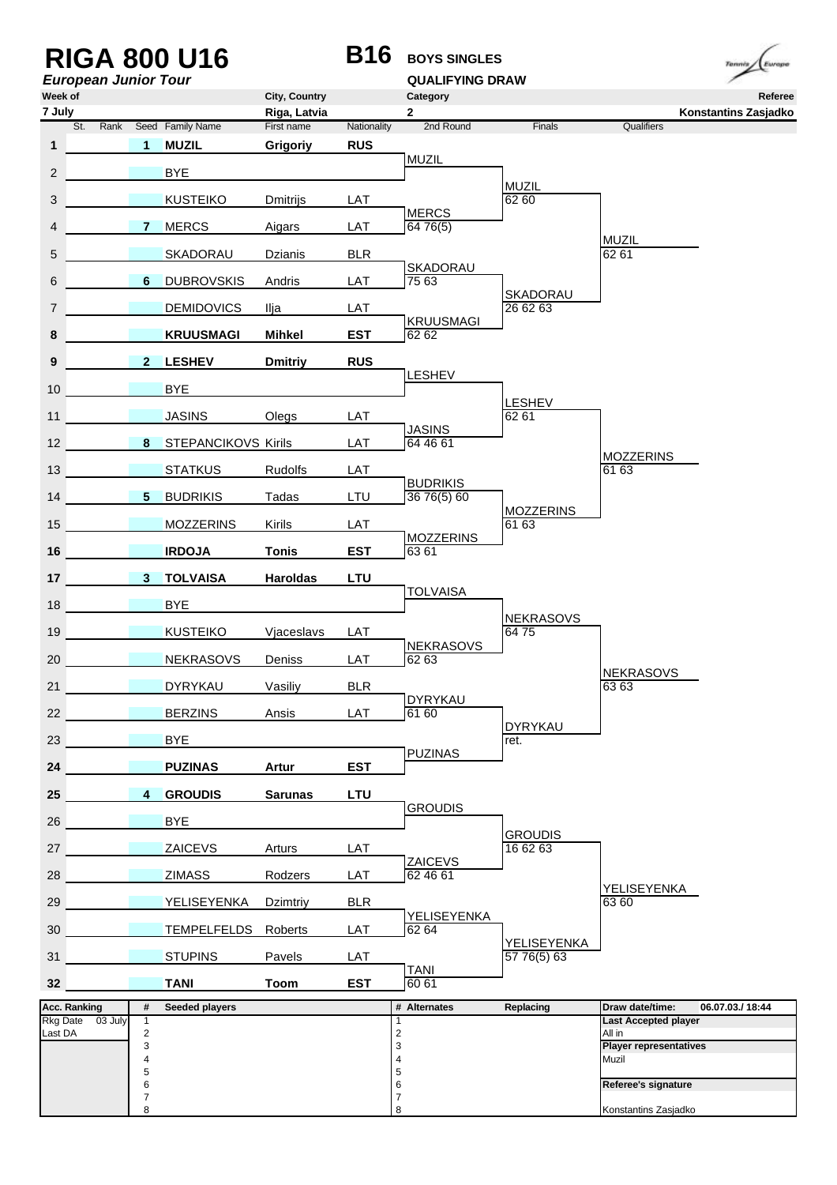# RIGA 800 U16

*European Junior Tour*

**B16** **BOYS SINGLES**

**QUALIFYING DRAW**

| Week of | City, Country | Category | Referee |
|---|---|---|---|
| 7 July | Riga, Latvia | 2 | Konstantins Zasjadko |

| # | St. | Rank | Seed | Family Name | First name | Nationality | 2nd Round | Finals | Qualifiers |
|---|---|---|---|---|---|---|---|---|---|
| 1 | | | 1 | **MUZIL** | **Grigoriy** | **RUS** | MUZIL | | |
| 2 | | | | BYE | | | | MUZIL 62 60 | |
| 3 | | | | KUSTEIKO | Dmitrijs | LAT | MERCS 64 76(5) | | |
| 4 | | | 7 | MERCS | Aigars | LAT | | | MUZIL 62 61 |
| 5 | | | | SKADORAU | Dzianis | BLR | SKADORAU 75 63 | | |
| 6 | | | 6 | DUBROVSKIS | Andris | LAT | | SKADORAU 26 62 63 | |
| 7 | | | | DEMIDOVICS | Ilja | LAT | KRUUSMAGI 62 62 | | |
| 8 | | | | **KRUUSMAGI** | **Mihkel** | **EST** | | | |
| 9 | | | 2 | **LESHEV** | **Dmitriy** | **RUS** | LESHEV | | |
| 10 | | | | BYE | | | | LESHEV 62 61 | |
| 11 | | | | JASINS | Olegs | LAT | JASINS 64 46 61 | | |
| 12 | | | 8 | STEPANCIKOVS | Kirils | LAT | | | MOZZERINS 61 63 |
| 13 | | | | STATKUS | Rudolfs | LAT | BUDRIKIS 36 76(5) 60 | | |
| 14 | | | 5 | BUDRIKIS | Tadas | LTU | | MOZZERINS 61 63 | |
| 15 | | | | MOZZERINS | Kirils | LAT | MOZZERINS 63 61 | | |
| 16 | | | | **IRDOJA** | **Tonis** | **EST** | | | |
| 17 | | | 3 | **TOLVAISA** | **Haroldas** | **LTU** | TOLVAISA | | |
| 18 | | | | BYE | | | | NEKRASOVS 64 75 | |
| 19 | | | | KUSTEIKO | Vjaceslavs | LAT | NEKRASOVS 62 63 | | |
| 20 | | | | NEKRASOVS | Deniss | LAT | | | NEKRASOVS 63 63 |
| 21 | | | | DYRYKAU | Vasiliy | BLR | DYRYKAU 61 60 | | |
| 22 | | | | BERZINS | Ansis | LAT | | DYRYKAU ret. | |
| 23 | | | | BYE | | | PUZINAS | | |
| 24 | | | | **PUZINAS** | **Artur** | **EST** | | | |
| 25 | | | 4 | **GROUDIS** | **Sarunas** | **LTU** | GROUDIS | | |
| 26 | | | | BYE | | | | GROUDIS 16 62 63 | |
| 27 | | | | ZAICEVS | Arturs | LAT | ZAICEVS 62 46 61 | | |
| 28 | | | | ZIMASS | Rodzers | LAT | | | YELISEYENKA 63 60 |
| 29 | | | | YELISEYENKA | Dzimtriy | BLR | YELISEYENKA 62 64 | | |
| 30 | | | | TEMPELFELDS | Roberts | LAT | | YELISEYENKA 57 76(5) 63 | |
| 31 | | | | STUPINS | Pavels | LAT | TANI 60 61 | | |
| 32 | | | | **TANI** | **Toom** | **EST** | | | |

| Acc. Ranking | # | Seeded players | # | Alternates | Replacing | Draw date/time: 06.07.03./ 18:44 |
|---|---|---|---|---|---|---|
| Rkg Date 03 July | 1 | | 1 | | | **Last Accepted player** |
| Last DA | 2 | | 2 | | | All in |
| | 3 | | 3 | | | **Player representatives** |
| | 4 | | 4 | | | Muzil |
| | 5 | | 5 | | | |
| | 6 | | 6 | | | **Referee's signature** |
| | 7 | | 7 | | | |
| | 8 | | 8 | | | Konstantins Zasjadko |